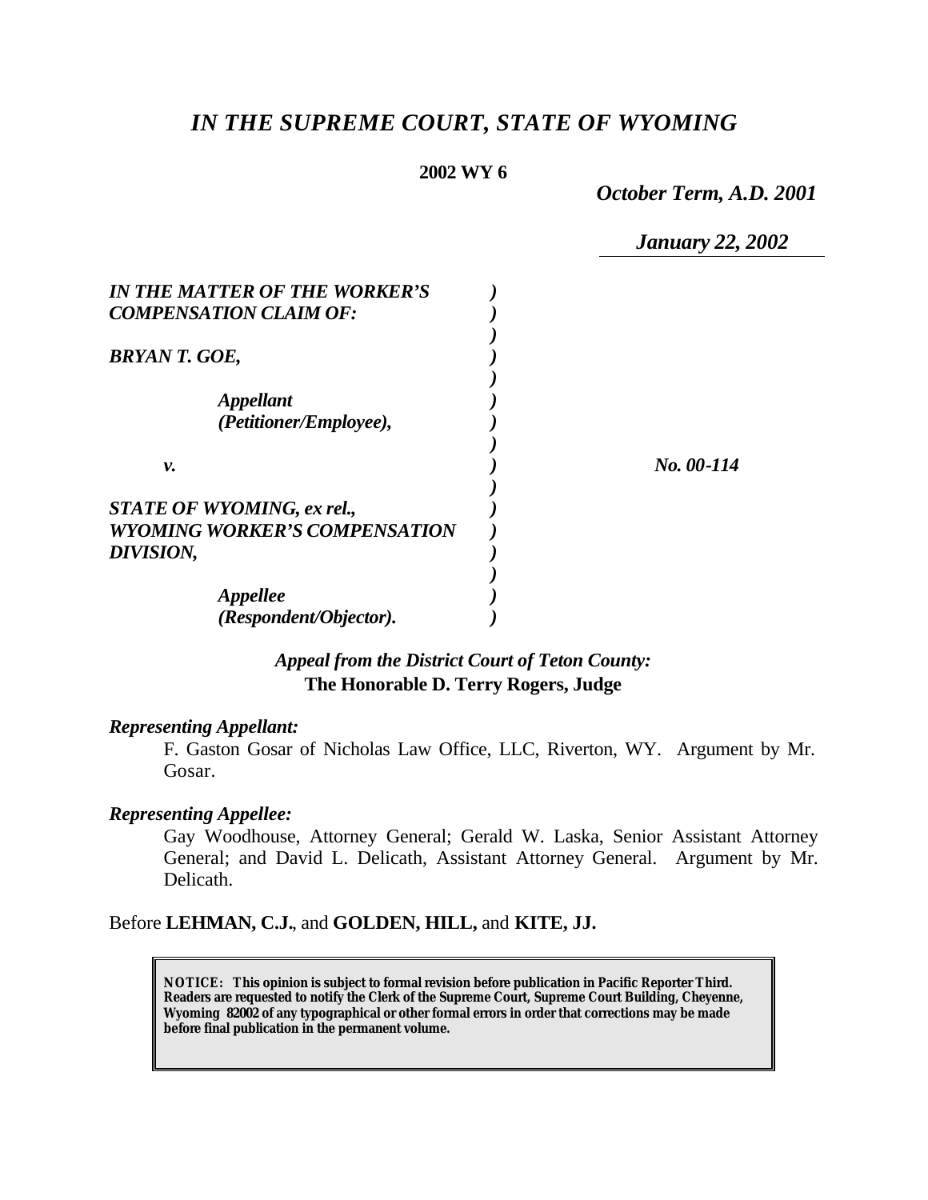# *IN THE SUPREME COURT, STATE OF WYOMING*

**2002 WY 6**

*October Term, A.D. 2001*

*January 22, 2002*

| | |
|---|---|
| *IN THE MATTER OF THE WORKER'S COMPENSATION CLAIM OF:* | |
| *BRYAN T. GOE,* | |
| *Appellant (Petitioner/Employee),* | |
| *v.* | *No. 00-114* |
| *STATE OF WYOMING, ex rel., WYOMING WORKER'S COMPENSATION DIVISION,* | |
| *Appellee (Respondent/Objector).* | |

*Appeal from the District Court of Teton County:*
**The Honorable D. Terry Rogers, Judge**

*Representing Appellant:*

F. Gaston Gosar of Nicholas Law Office, LLC, Riverton, WY. Argument by Mr. Gosar.

*Representing Appellee:*

Gay Woodhouse, Attorney General; Gerald W. Laska, Senior Assistant Attorney General; and David L. Delicath, Assistant Attorney General. Argument by Mr. Delicath.

Before **LEHMAN, C.J.**, and **GOLDEN, HILL,** and **KITE, JJ.**

**NOTICE: This opinion is subject to formal revision before publication in Pacific Reporter Third. Readers are requested to notify the Clerk of the Supreme Court, Supreme Court Building, Cheyenne, Wyoming 82002 of any typographical or other formal errors in order that corrections may be made before final publication in the permanent volume.**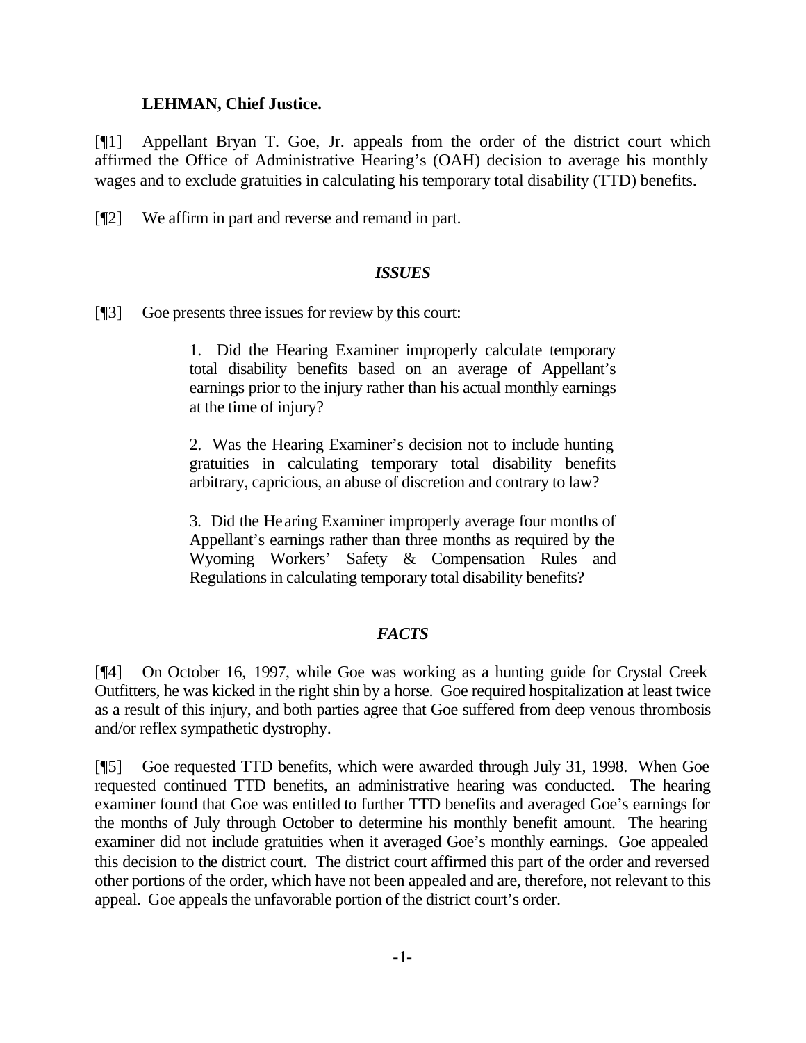**LEHMAN, Chief Justice.**

[¶1] Appellant Bryan T. Goe, Jr. appeals from the order of the district court which affirmed the Office of Administrative Hearing's (OAH) decision to average his monthly wages and to exclude gratuities in calculating his temporary total disability (TTD) benefits.

[¶2] We affirm in part and reverse and remand in part.

### *ISSUES*

[¶3] Goe presents three issues for review by this court:

> 1. Did the Hearing Examiner improperly calculate temporary total disability benefits based on an average of Appellant's earnings prior to the injury rather than his actual monthly earnings at the time of injury?
>
> 2. Was the Hearing Examiner's decision not to include hunting gratuities in calculating temporary total disability benefits arbitrary, capricious, an abuse of discretion and contrary to law?
>
> 3. Did the Hearing Examiner improperly average four months of Appellant's earnings rather than three months as required by the Wyoming Workers' Safety & Compensation Rules and Regulations in calculating temporary total disability benefits?

### *FACTS*

[¶4] On October 16, 1997, while Goe was working as a hunting guide for Crystal Creek Outfitters, he was kicked in the right shin by a horse. Goe required hospitalization at least twice as a result of this injury, and both parties agree that Goe suffered from deep venous thrombosis and/or reflex sympathetic dystrophy.

[¶5] Goe requested TTD benefits, which were awarded through July 31, 1998. When Goe requested continued TTD benefits, an administrative hearing was conducted. The hearing examiner found that Goe was entitled to further TTD benefits and averaged Goe's earnings for the months of July through October to determine his monthly benefit amount. The hearing examiner did not include gratuities when it averaged Goe's monthly earnings. Goe appealed this decision to the district court. The district court affirmed this part of the order and reversed other portions of the order, which have not been appealed and are, therefore, not relevant to this appeal. Goe appeals the unfavorable portion of the district court's order.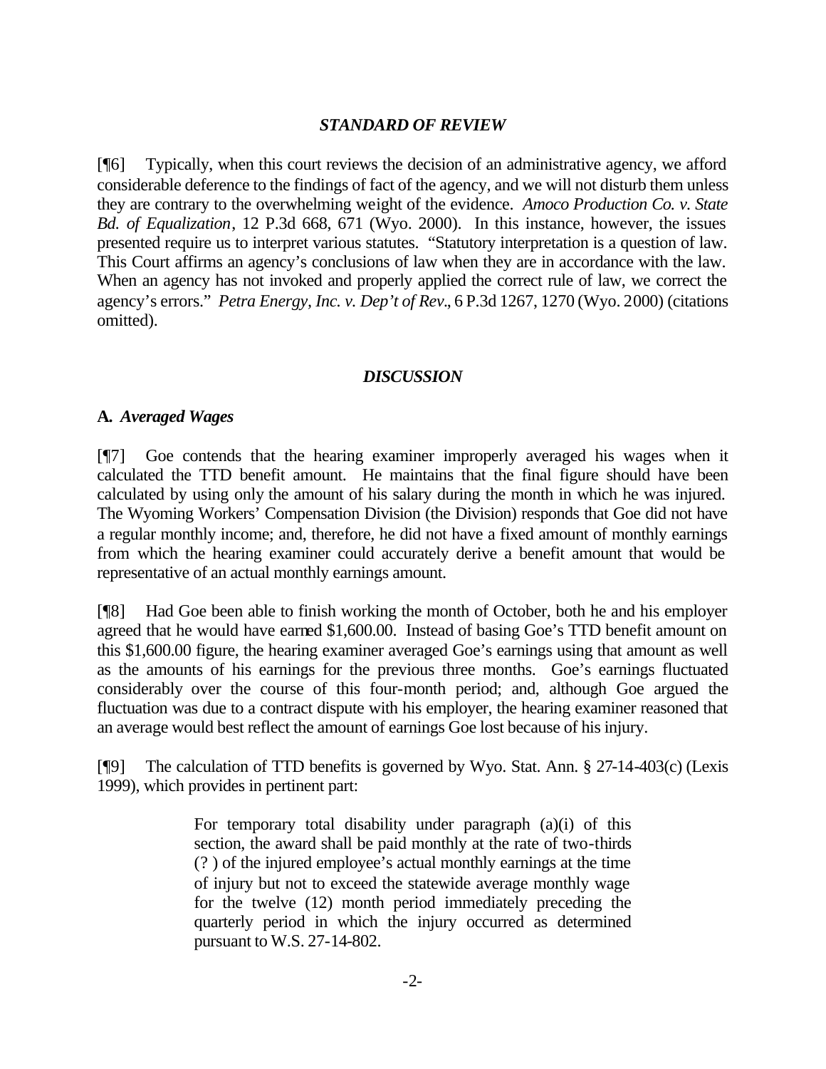### *STANDARD OF REVIEW*

[¶6] Typically, when this court reviews the decision of an administrative agency, we afford considerable deference to the findings of fact of the agency, and we will not disturb them unless they are contrary to the overwhelming weight of the evidence. *Amoco Production Co. v. State Bd. of Equalization*, 12 P.3d 668, 671 (Wyo. 2000). In this instance, however, the issues presented require us to interpret various statutes. "Statutory interpretation is a question of law. This Court affirms an agency's conclusions of law when they are in accordance with the law. When an agency has not invoked and properly applied the correct rule of law, we correct the agency's errors." *Petra Energy, Inc. v. Dep't of Rev*., 6 P.3d 1267, 1270 (Wyo. 2000) (citations omitted).

### *DISCUSSION*

**A.** ***Averaged Wages***

[¶7] Goe contends that the hearing examiner improperly averaged his wages when it calculated the TTD benefit amount. He maintains that the final figure should have been calculated by using only the amount of his salary during the month in which he was injured. The Wyoming Workers' Compensation Division (the Division) responds that Goe did not have a regular monthly income; and, therefore, he did not have a fixed amount of monthly earnings from which the hearing examiner could accurately derive a benefit amount that would be representative of an actual monthly earnings amount.

[¶8] Had Goe been able to finish working the month of October, both he and his employer agreed that he would have earned $1,600.00. Instead of basing Goe's TTD benefit amount on this $1,600.00 figure, the hearing examiner averaged Goe's earnings using that amount as well as the amounts of his earnings for the previous three months. Goe's earnings fluctuated considerably over the course of this four-month period; and, although Goe argued the fluctuation was due to a contract dispute with his employer, the hearing examiner reasoned that an average would best reflect the amount of earnings Goe lost because of his injury.

[¶9] The calculation of TTD benefits is governed by Wyo. Stat. Ann. § 27-14-403(c) (Lexis 1999), which provides in pertinent part:

> For temporary total disability under paragraph (a)(i) of this section, the award shall be paid monthly at the rate of two-thirds (?) of the injured employee's actual monthly earnings at the time of injury but not to exceed the statewide average monthly wage for the twelve (12) month period immediately preceding the quarterly period in which the injury occurred as determined pursuant to W.S. 27-14-802.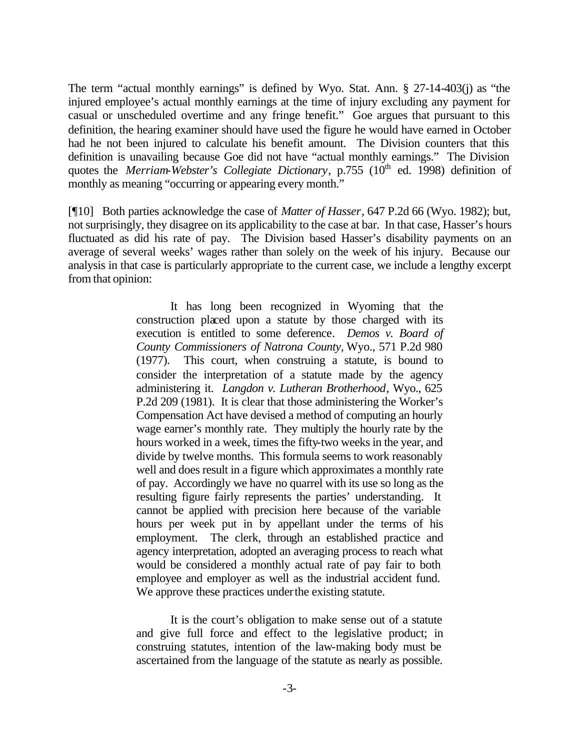The term "actual monthly earnings" is defined by Wyo. Stat. Ann. § 27-14-403(j) as "the injured employee's actual monthly earnings at the time of injury excluding any payment for casual or unscheduled overtime and any fringe benefit." Goe argues that pursuant to this definition, the hearing examiner should have used the figure he would have earned in October had he not been injured to calculate his benefit amount. The Division counters that this definition is unavailing because Goe did not have "actual monthly earnings." The Division quotes the *Merriam-Webster's Collegiate Dictionary*, p.755 (10th ed. 1998) definition of monthly as meaning "occurring or appearing every month."

[¶10] Both parties acknowledge the case of *Matter of Hasser*, 647 P.2d 66 (Wyo. 1982); but, not surprisingly, they disagree on its applicability to the case at bar. In that case, Hasser's hours fluctuated as did his rate of pay. The Division based Hasser's disability payments on an average of several weeks' wages rather than solely on the week of his injury. Because our analysis in that case is particularly appropriate to the current case, we include a lengthy excerpt from that opinion:

> It has long been recognized in Wyoming that the construction placed upon a statute by those charged with its execution is entitled to some deference. *Demos v. Board of County Commissioners of Natrona County*, Wyo., 571 P.2d 980 (1977). This court, when construing a statute, is bound to consider the interpretation of a statute made by the agency administering it. *Langdon v. Lutheran Brotherhood*, Wyo., 625 P.2d 209 (1981). It is clear that those administering the Worker's Compensation Act have devised a method of computing an hourly wage earner's monthly rate. They multiply the hourly rate by the hours worked in a week, times the fifty-two weeks in the year, and divide by twelve months. This formula seems to work reasonably well and does result in a figure which approximates a monthly rate of pay. Accordingly we have no quarrel with its use so long as the resulting figure fairly represents the parties' understanding. It cannot be applied with precision here because of the variable hours per week put in by appellant under the terms of his employment. The clerk, through an established practice and agency interpretation, adopted an averaging process to reach what would be considered a monthly actual rate of pay fair to both employee and employer as well as the industrial accident fund. We approve these practices under the existing statute.
>
> It is the court's obligation to make sense out of a statute and give full force and effect to the legislative product; in construing statutes, intention of the law-making body must be ascertained from the language of the statute as nearly as possible.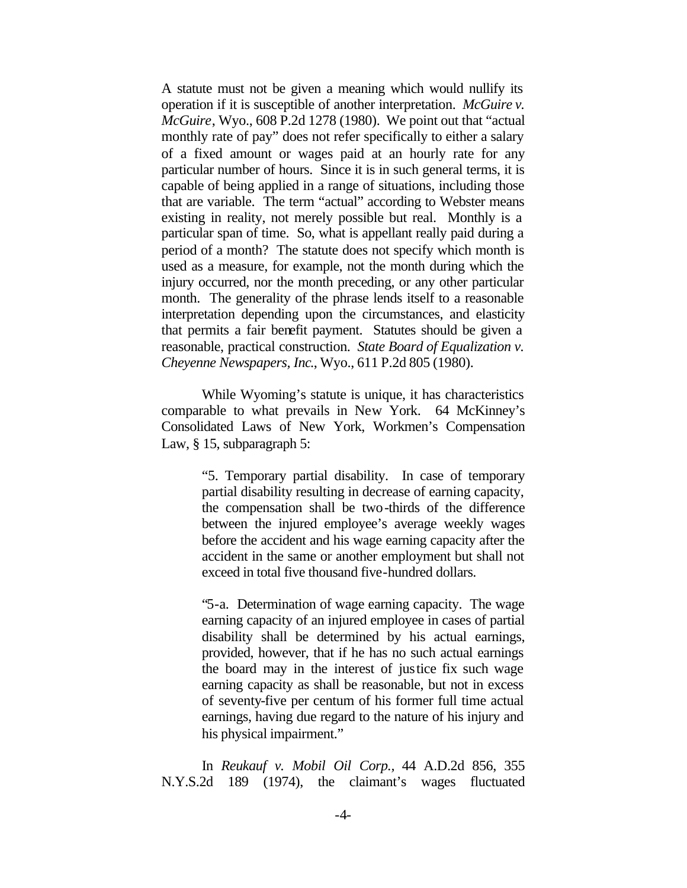A statute must not be given a meaning which would nullify its operation if it is susceptible of another interpretation. *McGuire v. McGuire*, Wyo., 608 P.2d 1278 (1980). We point out that "actual monthly rate of pay" does not refer specifically to either a salary of a fixed amount or wages paid at an hourly rate for any particular number of hours. Since it is in such general terms, it is capable of being applied in a range of situations, including those that are variable. The term "actual" according to Webster means existing in reality, not merely possible but real. Monthly is a particular span of time. So, what is appellant really paid during a period of a month? The statute does not specify which month is used as a measure, for example, not the month during which the injury occurred, nor the month preceding, or any other particular month. The generality of the phrase lends itself to a reasonable interpretation depending upon the circumstances, and elasticity that permits a fair benefit payment. Statutes should be given a reasonable, practical construction. *State Board of Equalization v. Cheyenne Newspapers, Inc.*, Wyo., 611 P.2d 805 (1980).

While Wyoming's statute is unique, it has characteristics comparable to what prevails in New York. 64 McKinney's Consolidated Laws of New York, Workmen's Compensation Law, § 15, subparagraph 5:

> "5. Temporary partial disability. In case of temporary partial disability resulting in decrease of earning capacity, the compensation shall be two-thirds of the difference between the injured employee's average weekly wages before the accident and his wage earning capacity after the accident in the same or another employment but shall not exceed in total five thousand five-hundred dollars.
>
> "5-a. Determination of wage earning capacity. The wage earning capacity of an injured employee in cases of partial disability shall be determined by his actual earnings, provided, however, that if he has no such actual earnings the board may in the interest of justice fix such wage earning capacity as shall be reasonable, but not in excess of seventy-five per centum of his former full time actual earnings, having due regard to the nature of his injury and his physical impairment."

In *Reukauf v. Mobil Oil Corp.*, 44 A.D.2d 856, 355 N.Y.S.2d 189 (1974), the claimant's wages fluctuated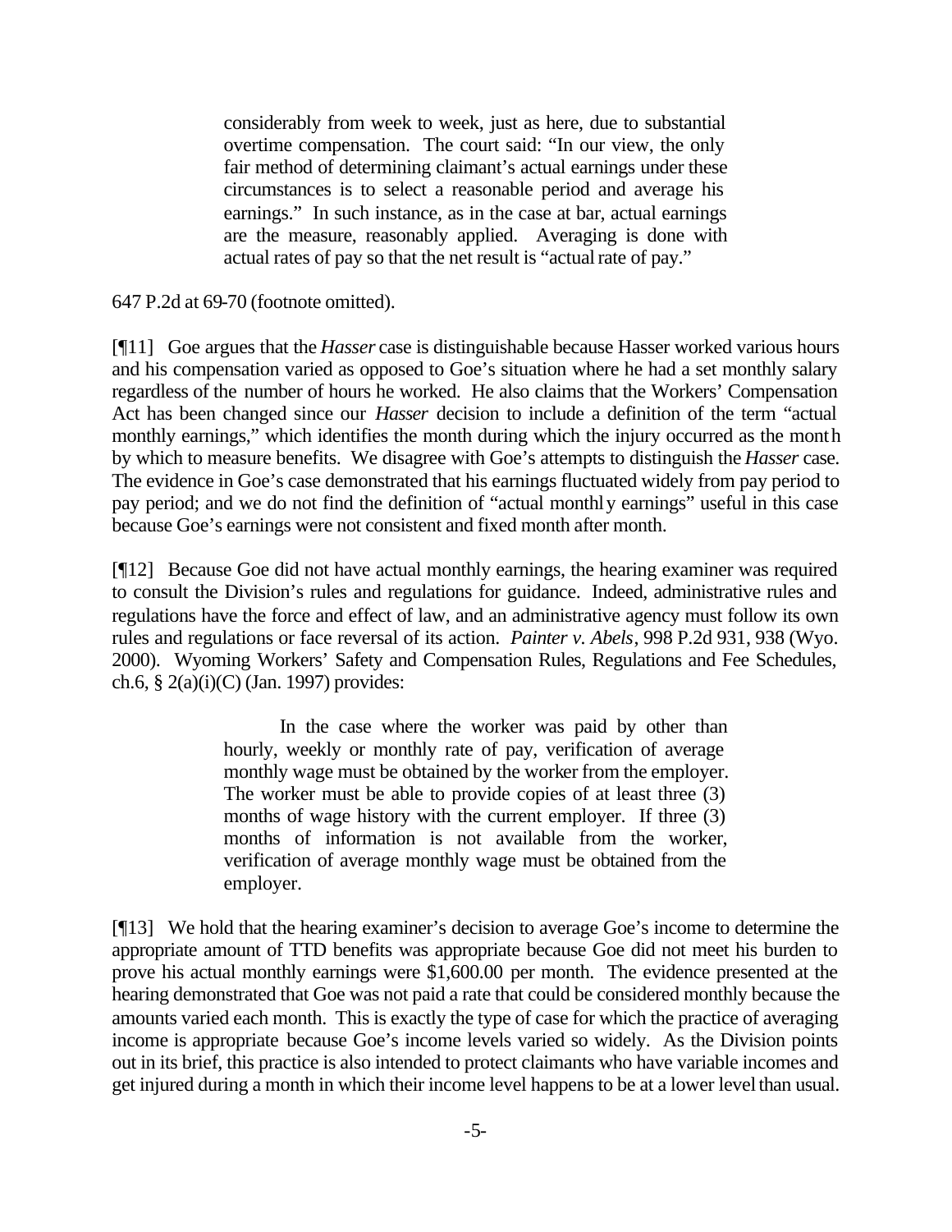> considerably from week to week, just as here, due to substantial overtime compensation. The court said: "In our view, the only fair method of determining claimant's actual earnings under these circumstances is to select a reasonable period and average his earnings." In such instance, as in the case at bar, actual earnings are the measure, reasonably applied. Averaging is done with actual rates of pay so that the net result is "actual rate of pay."

647 P.2d at 69-70 (footnote omitted).

[¶11] Goe argues that the *Hasser* case is distinguishable because Hasser worked various hours and his compensation varied as opposed to Goe's situation where he had a set monthly salary regardless of the number of hours he worked. He also claims that the Workers' Compensation Act has been changed since our *Hasser* decision to include a definition of the term "actual monthly earnings," which identifies the month during which the injury occurred as the month by which to measure benefits. We disagree with Goe's attempts to distinguish the *Hasser* case. The evidence in Goe's case demonstrated that his earnings fluctuated widely from pay period to pay period; and we do not find the definition of "actual monthly earnings" useful in this case because Goe's earnings were not consistent and fixed month after month.

[¶12] Because Goe did not have actual monthly earnings, the hearing examiner was required to consult the Division's rules and regulations for guidance. Indeed, administrative rules and regulations have the force and effect of law, and an administrative agency must follow its own rules and regulations or face reversal of its action. *Painter v. Abels*, 998 P.2d 931, 938 (Wyo. 2000). Wyoming Workers' Safety and Compensation Rules, Regulations and Fee Schedules, ch.6, § 2(a)(i)(C) (Jan. 1997) provides:

> In the case where the worker was paid by other than hourly, weekly or monthly rate of pay, verification of average monthly wage must be obtained by the worker from the employer. The worker must be able to provide copies of at least three (3) months of wage history with the current employer. If three (3) months of information is not available from the worker, verification of average monthly wage must be obtained from the employer.

[¶13] We hold that the hearing examiner's decision to average Goe's income to determine the appropriate amount of TTD benefits was appropriate because Goe did not meet his burden to prove his actual monthly earnings were $1,600.00 per month. The evidence presented at the hearing demonstrated that Goe was not paid a rate that could be considered monthly because the amounts varied each month. This is exactly the type of case for which the practice of averaging income is appropriate because Goe's income levels varied so widely. As the Division points out in its brief, this practice is also intended to protect claimants who have variable incomes and get injured during a month in which their income level happens to be at a lower level than usual.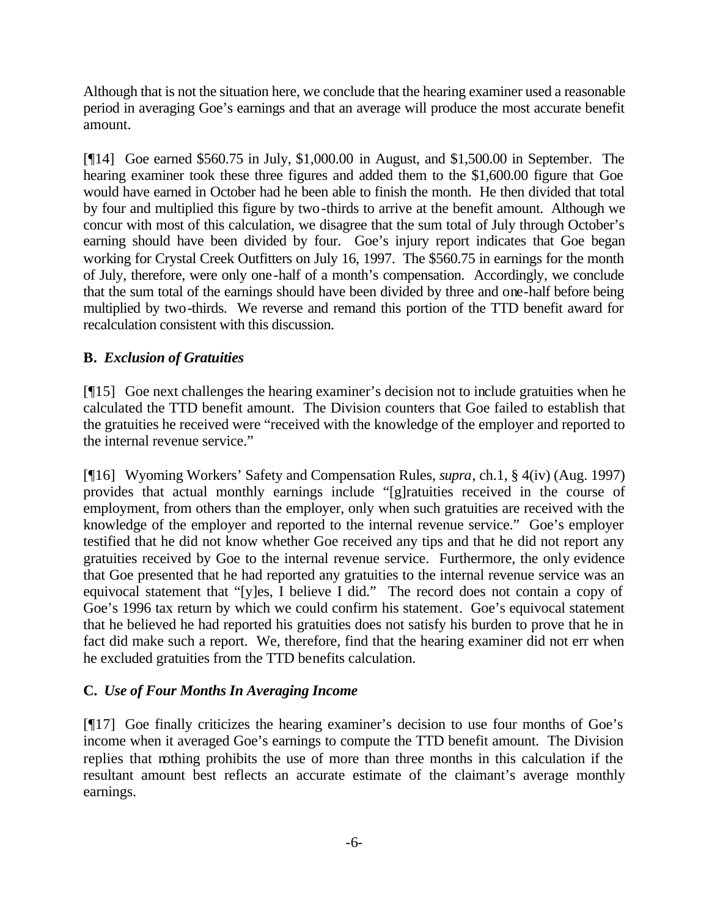Although that is not the situation here, we conclude that the hearing examiner used a reasonable period in averaging Goe's earnings and that an average will produce the most accurate benefit amount.

[¶14] Goe earned $560.75 in July, $1,000.00 in August, and $1,500.00 in September. The hearing examiner took these three figures and added them to the $1,600.00 figure that Goe would have earned in October had he been able to finish the month. He then divided that total by four and multiplied this figure by two-thirds to arrive at the benefit amount. Although we concur with most of this calculation, we disagree that the sum total of July through October's earning should have been divided by four. Goe's injury report indicates that Goe began working for Crystal Creek Outfitters on July 16, 1997. The $560.75 in earnings for the month of July, therefore, were only one-half of a month's compensation. Accordingly, we conclude that the sum total of the earnings should have been divided by three and one-half before being multiplied by two-thirds. We reverse and remand this portion of the TTD benefit award for recalculation consistent with this discussion.

### B. *Exclusion of Gratuities*

[¶15] Goe next challenges the hearing examiner's decision not to include gratuities when he calculated the TTD benefit amount. The Division counters that Goe failed to establish that the gratuities he received were "received with the knowledge of the employer and reported to the internal revenue service."

[¶16] Wyoming Workers' Safety and Compensation Rules, *supra*, ch.1, § 4(iv) (Aug. 1997) provides that actual monthly earnings include "[g]ratuities received in the course of employment, from others than the employer, only when such gratuities are received with the knowledge of the employer and reported to the internal revenue service." Goe's employer testified that he did not know whether Goe received any tips and that he did not report any gratuities received by Goe to the internal revenue service. Furthermore, the only evidence that Goe presented that he had reported any gratuities to the internal revenue service was an equivocal statement that "[y]es, I believe I did." The record does not contain a copy of Goe's 1996 tax return by which we could confirm his statement. Goe's equivocal statement that he believed he had reported his gratuities does not satisfy his burden to prove that he in fact did make such a report. We, therefore, find that the hearing examiner did not err when he excluded gratuities from the TTD benefits calculation.

### C. *Use of Four Months In Averaging Income*

[¶17] Goe finally criticizes the hearing examiner's decision to use four months of Goe's income when it averaged Goe's earnings to compute the TTD benefit amount. The Division replies that nothing prohibits the use of more than three months in this calculation if the resultant amount best reflects an accurate estimate of the claimant's average monthly earnings.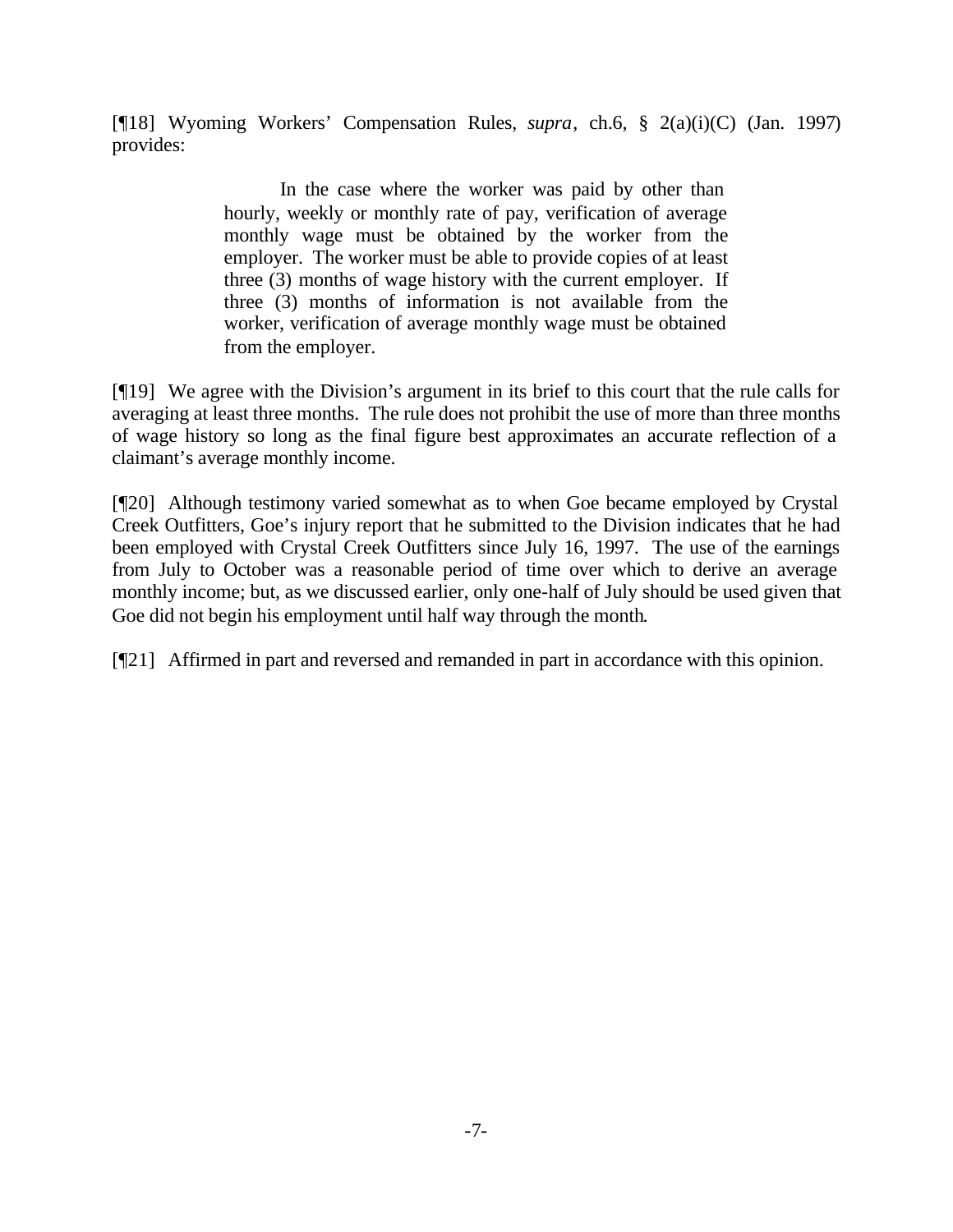[¶18] Wyoming Workers' Compensation Rules, *supra*, ch.6, § 2(a)(i)(C) (Jan. 1997) provides:

> In the case where the worker was paid by other than hourly, weekly or monthly rate of pay, verification of average monthly wage must be obtained by the worker from the employer. The worker must be able to provide copies of at least three (3) months of wage history with the current employer. If three (3) months of information is not available from the worker, verification of average monthly wage must be obtained from the employer.

[¶19] We agree with the Division's argument in its brief to this court that the rule calls for averaging at least three months. The rule does not prohibit the use of more than three months of wage history so long as the final figure best approximates an accurate reflection of a claimant's average monthly income.

[¶20] Although testimony varied somewhat as to when Goe became employed by Crystal Creek Outfitters, Goe's injury report that he submitted to the Division indicates that he had been employed with Crystal Creek Outfitters since July 16, 1997. The use of the earnings from July to October was a reasonable period of time over which to derive an average monthly income; but, as we discussed earlier, only one-half of July should be used given that Goe did not begin his employment until half way through the month.

[¶21] Affirmed in part and reversed and remanded in part in accordance with this opinion.